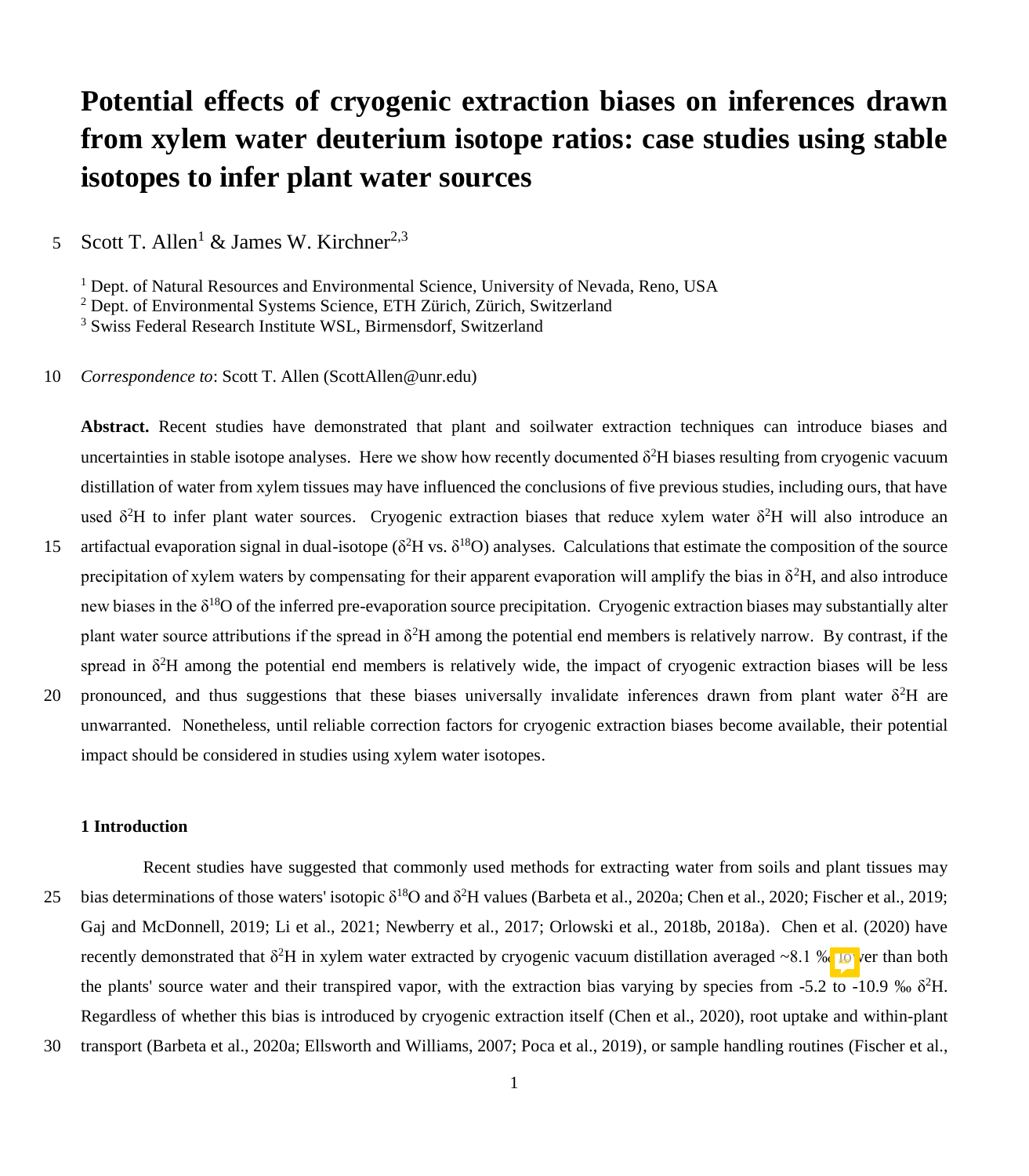# Potential effects of cryogenic extraction biases on inferences drawn from xylem water deuterium isotope ratios: case studies using stable isotopes to infer plant water sources

Scott T. Allen[1] & James W. Kirchner[2,3]

[1] Dept. of Natural Resources and Environmental Science, University of Nevada, Reno, USA
[2] Dept. of Environmental Systems Science, ETH Zürich, Zürich, Switzerland
[3] Swiss Federal Research Institute WSL, Birmensdorf, Switzerland

*Correspondence to*: Scott T. Allen (ScottAllen@unr.edu)

**Abstract.** Recent studies have demonstrated that plant and soilwater extraction techniques can introduce biases and uncertainties in stable isotope analyses. Here we show how recently documented $\delta^2$H biases resulting from cryogenic vacuum distillation of water from xylem tissues may have influenced the conclusions of five previous studies, including ours, that have used $\delta^2$H to infer plant water sources. Cryogenic extraction biases that reduce xylem water $\delta^2$H will also introduce an artifactual evaporation signal in dual-isotope ($\delta^2$H vs. $\delta^{18}$O) analyses. Calculations that estimate the composition of the source precipitation of xylem waters by compensating for their apparent evaporation will amplify the bias in $\delta^2$H, and also introduce new biases in the $\delta^{18}$O of the inferred pre-evaporation source precipitation. Cryogenic extraction biases may substantially alter plant water source attributions if the spread in $\delta^2$H among the potential end members is relatively narrow. By contrast, if the spread in $\delta^2$H among the potential end members is relatively wide, the impact of cryogenic extraction biases will be less pronounced, and thus suggestions that these biases universally invalidate inferences drawn from plant water $\delta^2$H are unwarranted. Nonetheless, until reliable correction factors for cryogenic extraction biases become available, their potential impact should be considered in studies using xylem water isotopes.

## 1 Introduction

Recent studies have suggested that commonly used methods for extracting water from soils and plant tissues may bias determinations of those waters' isotopic $\delta^{18}$O and $\delta^2$H values (Barbeta et al., 2020a; Chen et al., 2020; Fischer et al., 2019; Gaj and McDonnell, 2019; Li et al., 2021; Newberry et al., 2017; Orlowski et al., 2018b, 2018a). Chen et al. (2020) have recently demonstrated that $\delta^2$H in xylem water extracted by cryogenic vacuum distillation averaged ~8.1 ‰ lower than both the plants' source water and their transpired vapor, with the extraction bias varying by species from -5.2 to -10.9 ‰ $\delta^2$H. Regardless of whether this bias is introduced by cryogenic extraction itself (Chen et al., 2020), root uptake and within-plant transport (Barbeta et al., 2020a; Ellsworth and Williams, 2007; Poca et al., 2019), or sample handling routines (Fischer et al.,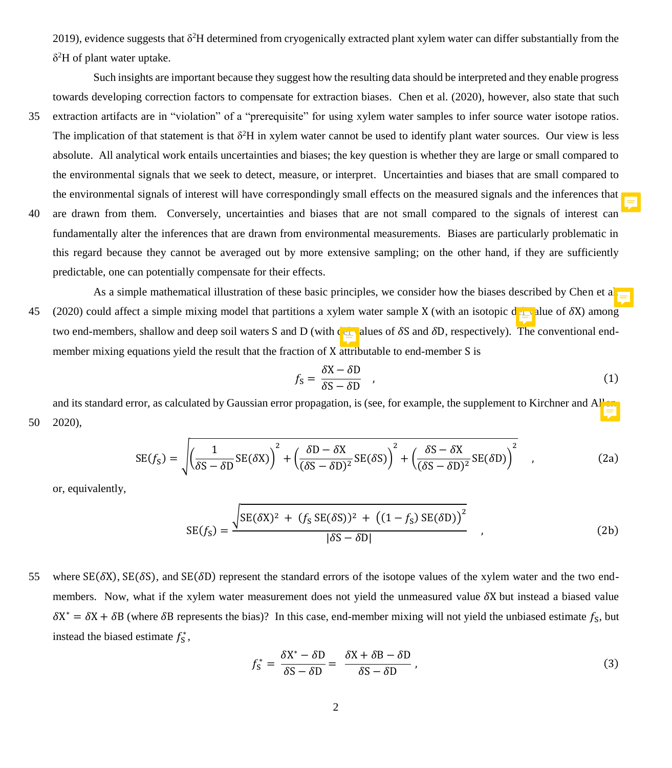2019), evidence suggests that $\delta^2$H determined from cryogenically extracted plant xylem water can differ substantially from the $\delta^2$H of plant water uptake.

Such insights are important because they suggest how the resulting data should be interpreted and they enable progress towards developing correction factors to compensate for extraction biases. Chen et al. (2020), however, also state that such extraction artifacts are in "violation" of a "prerequisite" for using xylem water samples to infer source water isotope ratios. The implication of that statement is that $\delta^2$H in xylem water cannot be used to identify plant water sources. Our view is less absolute. All analytical work entails uncertainties and biases; the key question is whether they are large or small compared to the environmental signals that we seek to detect, measure, or interpret. Uncertainties and biases that are small compared to the environmental signals of interest will have correspondingly small effects on the measured signals and the inferences that are drawn from them. Conversely, uncertainties and biases that are not small compared to the signals of interest can fundamentally alter the inferences that are drawn from environmental measurements. Biases are particularly problematic in this regard because they cannot be averaged out by more extensive sampling; on the other hand, if they are sufficiently predictable, one can potentially compensate for their effects.

As a simple mathematical illustration of these basic principles, we consider how the biases described by Chen et al. (2020) could affect a simple mixing model that partitions a xylem water sample X (with an isotopic del value of $\delta$X) among two end-members, shallow and deep soil waters S and D (with del values of $\delta$S and $\delta$D, respectively). The conventional end-member mixing equations yield the result that the fraction of X attributable to end-member S is

$$f_S = \frac{\delta X - \delta D}{\delta S - \delta D} \quad , \tag{1}$$

and its standard error, as calculated by Gaussian error propagation, is (see, for example, the supplement to Kirchner and Allen 2020),

$$SE(f_S) = \sqrt{\left(\frac{1}{\delta S - \delta D} SE(\delta X)\right)^2 + \left(\frac{\delta D - \delta X}{(\delta S - \delta D)^2} SE(\delta S)\right)^2 + \left(\frac{\delta S - \delta X}{(\delta S - \delta D)^2} SE(\delta D)\right)^2} \quad , \tag{2a}$$

or, equivalently,

$$SE(f_S) = \frac{\sqrt{SE(\delta X)^2 + (f_S\, SE(\delta S))^2 + \left((1 - f_S)\, SE(\delta D)\right)^2}}{|\delta S - \delta D|} \quad , \tag{2b}$$

where $SE(\delta X)$, $SE(\delta S)$, and $SE(\delta D)$ represent the standard errors of the isotope values of the xylem water and the two end-members. Now, what if the xylem water measurement does not yield the unmeasured value $\delta X$ but instead a biased value $\delta X^* = \delta X + \delta B$ (where $\delta B$ represents the bias)? In this case, end-member mixing will not yield the unbiased estimate $f_S$, but instead the biased estimate $f_S^*$,

$$f_S^* = \frac{\delta X^* - \delta D}{\delta S - \delta D} = \frac{\delta X + \delta B - \delta D}{\delta S - \delta D} \, , \tag{3}$$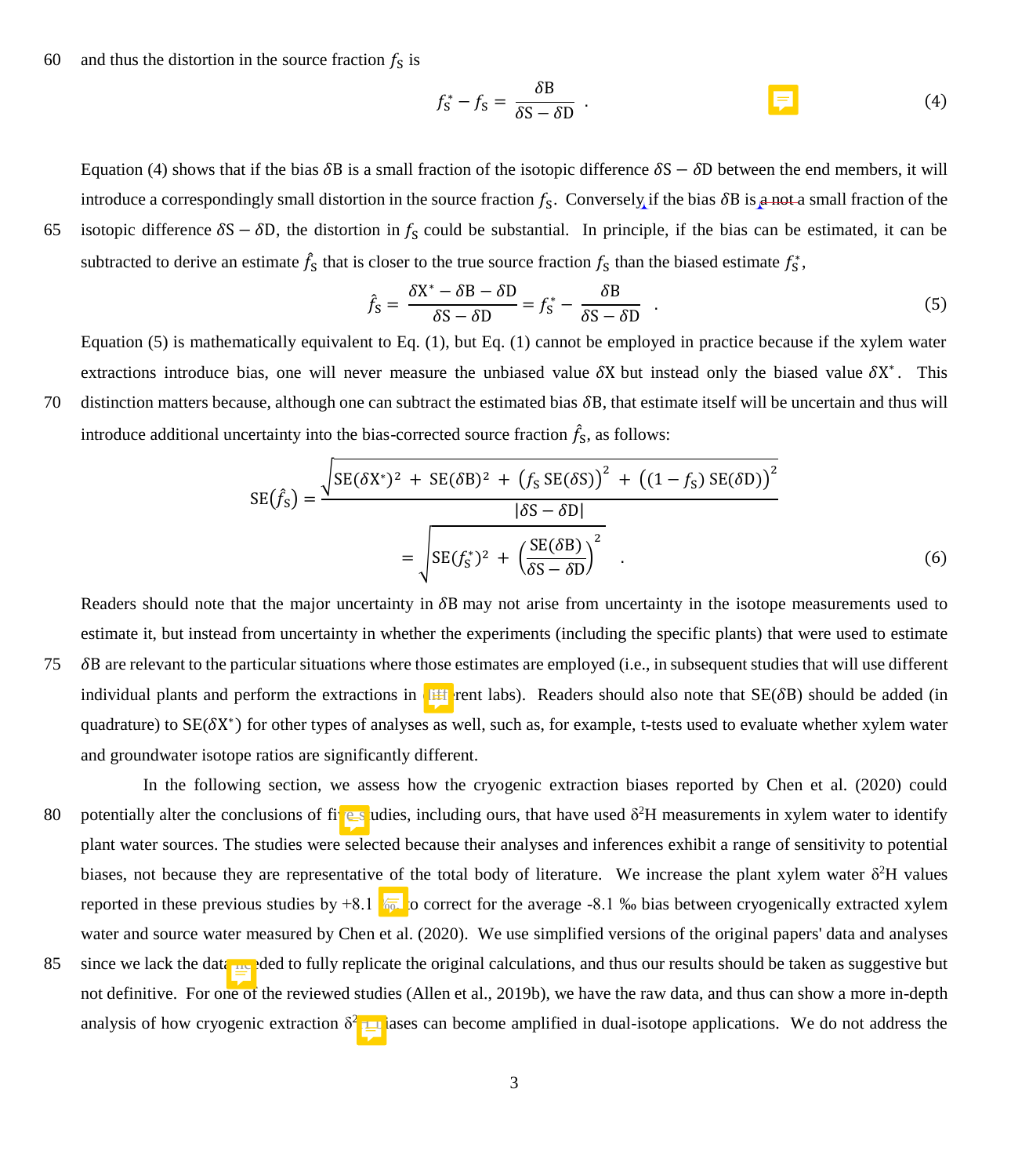and thus the distortion in the source fraction $f_S$ is

$$f_S^* - f_S = \frac{\delta B}{\delta S - \delta D} \quad . \tag{4}$$

Equation (4) shows that if the bias $\delta B$ is a small fraction of the isotopic difference $\delta S - \delta D$ between the end members, it will introduce a correspondingly small distortion in the source fraction $f_S$. Conversely if the bias $\delta B$ is a not a small fraction of the isotopic difference $\delta S - \delta D$, the distortion in $f_S$ could be substantial. In principle, if the bias can be estimated, it can be subtracted to derive an estimate $\hat{f}_S$ that is closer to the true source fraction $f_S$ than the biased estimate $f_S^*$,

$$\hat{f}_S = \frac{\delta X^* - \delta B - \delta D}{\delta S - \delta D} = f_S^* - \frac{\delta B}{\delta S - \delta D} \quad . \tag{5}$$

Equation (5) is mathematically equivalent to Eq. (1), but Eq. (1) cannot be employed in practice because if the xylem water extractions introduce bias, one will never measure the unbiased value $\delta X$ but instead only the biased value $\delta X^*$. This distinction matters because, although one can subtract the estimated bias $\delta B$, that estimate itself will be uncertain and thus will introduce additional uncertainty into the bias-corrected source fraction $\hat{f}_S$, as follows:

$$\mathrm{SE}(\hat{f}_S) = \frac{\sqrt{\mathrm{SE}(\delta X^*)^2 + \mathrm{SE}(\delta B)^2 + \left(f_S\,\mathrm{SE}(\delta S)\right)^2 + \left((1-f_S)\,\mathrm{SE}(\delta D)\right)^2}}{|\delta S - \delta D|} = \sqrt{\mathrm{SE}(f_S^*)^2 + \left(\frac{\mathrm{SE}(\delta B)}{\delta S - \delta D}\right)^2} \quad . \tag{6}$$

Readers should note that the major uncertainty in $\delta B$ may not arise from uncertainty in the isotope measurements used to estimate it, but instead from uncertainty in whether the experiments (including the specific plants) that were used to estimate $\delta B$ are relevant to the particular situations where those estimates are employed (i.e., in subsequent studies that will use different individual plants and perform the extractions in different labs). Readers should also note that $\mathrm{SE}(\delta B)$ should be added (in quadrature) to $\mathrm{SE}(\delta X^*)$ for other types of analyses as well, such as, for example, t-tests used to evaluate whether xylem water and groundwater isotope ratios are significantly different.

In the following section, we assess how the cryogenic extraction biases reported by Chen et al. (2020) could potentially alter the conclusions of five studies, including ours, that have used $\delta^2H$ measurements in xylem water to identify plant water sources. The studies were selected because their analyses and inferences exhibit a range of sensitivity to potential biases, not because they are representative of the total body of literature. We increase the plant xylem water $\delta^2H$ values reported in these previous studies by +8.1 ‰ to correct for the average -8.1 ‰ bias between cryogenically extracted xylem water and source water measured by Chen et al. (2020). We use simplified versions of the original papers' data and analyses since we lack the data needed to fully replicate the original calculations, and thus our results should be taken as suggestive but not definitive. For one of the reviewed studies (Allen et al., 2019b), we have the raw data, and thus can show a more in-depth analysis of how cryogenic extraction $\delta^2H$ biases can become amplified in dual-isotope applications. We do not address the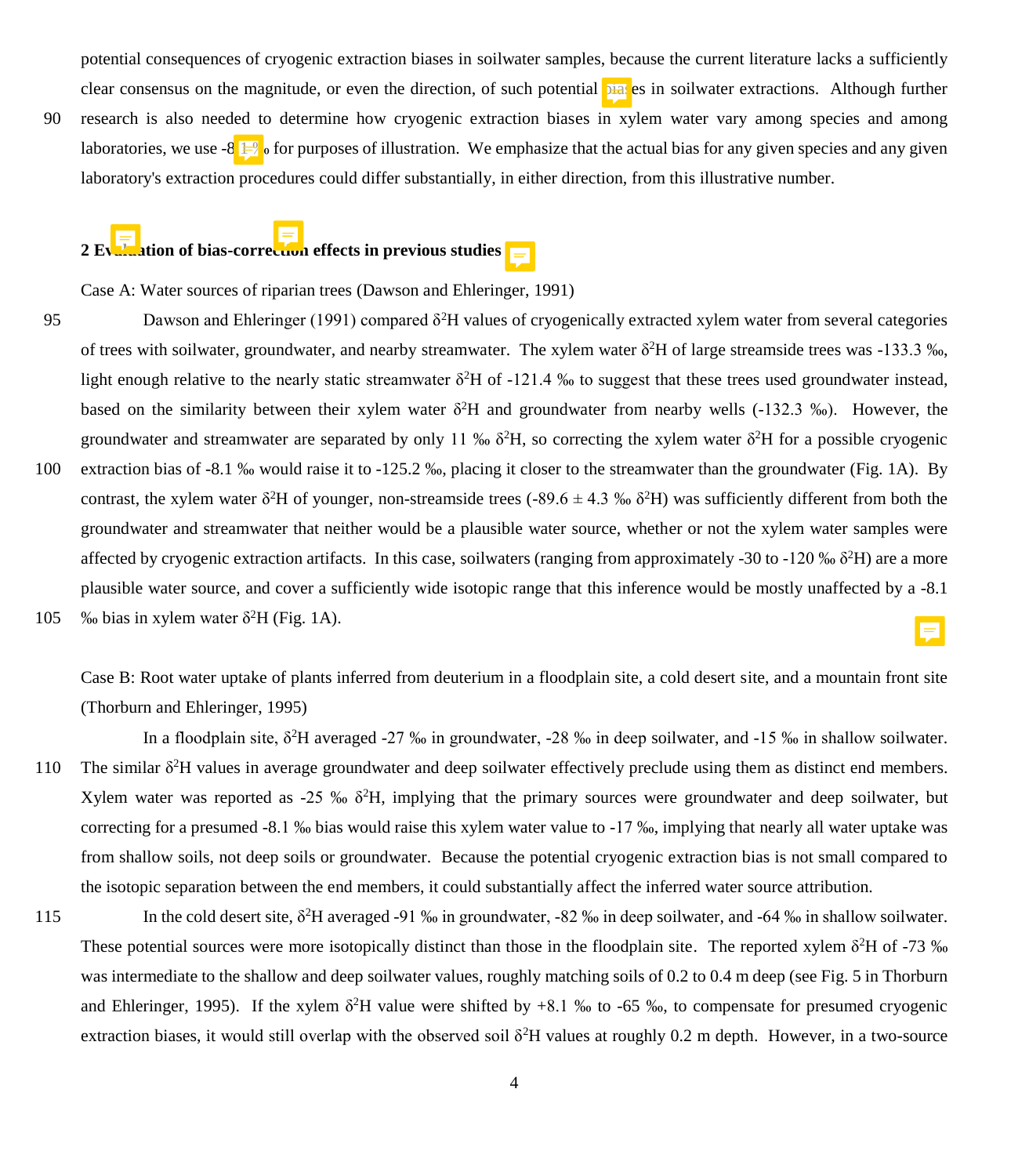potential consequences of cryogenic extraction biases in soilwater samples, because the current literature lacks a sufficiently clear consensus on the magnitude, or even the direction, of such potential biases in soilwater extractions. Although further research is also needed to determine how cryogenic extraction biases in xylem water vary among species and among laboratories, we use -8.1 ‰ for purposes of illustration. We emphasize that the actual bias for any given species and any given laboratory's extraction procedures could differ substantially, in either direction, from this illustrative number.

## 2 Evaluation of bias-correction effects in previous studies

Case A: Water sources of riparian trees (Dawson and Ehleringer, 1991)

Dawson and Ehleringer (1991) compared $\delta^2$H values of cryogenically extracted xylem water from several categories of trees with soilwater, groundwater, and nearby streamwater. The xylem water $\delta^2$H of large streamside trees was -133.3 ‰, light enough relative to the nearly static streamwater $\delta^2$H of -121.4 ‰ to suggest that these trees used groundwater instead, based on the similarity between their xylem water $\delta^2$H and groundwater from nearby wells (-132.3 ‰). However, the groundwater and streamwater are separated by only 11 ‰ $\delta^2$H, so correcting the xylem water $\delta^2$H for a possible cryogenic extraction bias of -8.1 ‰ would raise it to -125.2 ‰, placing it closer to the streamwater than the groundwater (Fig. 1A). By contrast, the xylem water $\delta^2$H of younger, non-streamside trees (-89.6 ± 4.3 ‰ $\delta^2$H) was sufficiently different from both the groundwater and streamwater that neither would be a plausible water source, whether or not the xylem water samples were affected by cryogenic extraction artifacts. In this case, soilwaters (ranging from approximately -30 to -120 ‰ $\delta^2$H) are a more plausible water source, and cover a sufficiently wide isotopic range that this inference would be mostly unaffected by a -8.1 ‰ bias in xylem water $\delta^2$H (Fig. 1A).

Case B: Root water uptake of plants inferred from deuterium in a floodplain site, a cold desert site, and a mountain front site (Thorburn and Ehleringer, 1995)

In a floodplain site, $\delta^2$H averaged -27 ‰ in groundwater, -28 ‰ in deep soilwater, and -15 ‰ in shallow soilwater. The similar $\delta^2$H values in average groundwater and deep soilwater effectively preclude using them as distinct end members. Xylem water was reported as -25 ‰ $\delta^2$H, implying that the primary sources were groundwater and deep soilwater, but correcting for a presumed -8.1 ‰ bias would raise this xylem water value to -17 ‰, implying that nearly all water uptake was from shallow soils, not deep soils or groundwater. Because the potential cryogenic extraction bias is not small compared to the isotopic separation between the end members, it could substantially affect the inferred water source attribution.

In the cold desert site, $\delta^2$H averaged -91 ‰ in groundwater, -82 ‰ in deep soilwater, and -64 ‰ in shallow soilwater. These potential sources were more isotopically distinct than those in the floodplain site. The reported xylem $\delta^2$H of -73 ‰ was intermediate to the shallow and deep soilwater values, roughly matching soils of 0.2 to 0.4 m deep (see Fig. 5 in Thorburn and Ehleringer, 1995). If the xylem $\delta^2$H value were shifted by +8.1 ‰ to -65 ‰, to compensate for presumed cryogenic extraction biases, it would still overlap with the observed soil $\delta^2$H values at roughly 0.2 m depth. However, in a two-source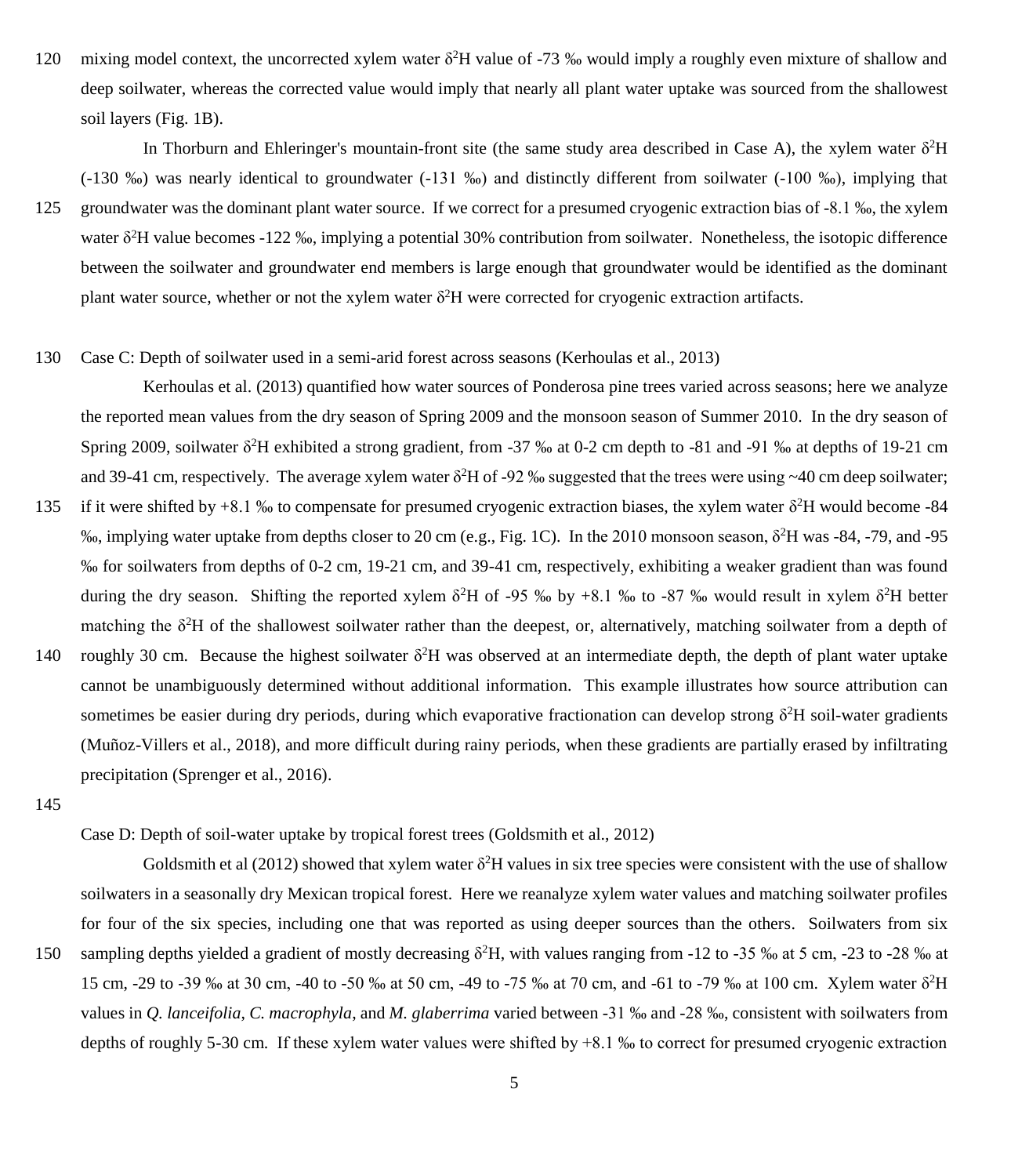mixing model context, the uncorrected xylem water $\delta^2$H value of -73 ‰ would imply a roughly even mixture of shallow and deep soilwater, whereas the corrected value would imply that nearly all plant water uptake was sourced from the shallowest soil layers (Fig. 1B).

In Thorburn and Ehleringer's mountain-front site (the same study area described in Case A), the xylem water $\delta^2$H (-130 ‰) was nearly identical to groundwater (-131 ‰) and distinctly different from soilwater (-100 ‰), implying that groundwater was the dominant plant water source. If we correct for a presumed cryogenic extraction bias of -8.1 ‰, the xylem water $\delta^2$H value becomes -122 ‰, implying a potential 30% contribution from soilwater. Nonetheless, the isotopic difference between the soilwater and groundwater end members is large enough that groundwater would be identified as the dominant plant water source, whether or not the xylem water $\delta^2$H were corrected for cryogenic extraction artifacts.

Case C: Depth of soilwater used in a semi-arid forest across seasons (Kerhoulas et al., 2013)

Kerhoulas et al. (2013) quantified how water sources of Ponderosa pine trees varied across seasons; here we analyze the reported mean values from the dry season of Spring 2009 and the monsoon season of Summer 2010. In the dry season of Spring 2009, soilwater $\delta^2$H exhibited a strong gradient, from -37 ‰ at 0-2 cm depth to -81 and -91 ‰ at depths of 19-21 cm and 39-41 cm, respectively. The average xylem water $\delta^2$H of -92 ‰ suggested that the trees were using ~40 cm deep soilwater; if it were shifted by +8.1 ‰ to compensate for presumed cryogenic extraction biases, the xylem water $\delta^2$H would become -84 ‰, implying water uptake from depths closer to 20 cm (e.g., Fig. 1C). In the 2010 monsoon season, $\delta^2$H was -84, -79, and -95 ‰ for soilwaters from depths of 0-2 cm, 19-21 cm, and 39-41 cm, respectively, exhibiting a weaker gradient than was found during the dry season. Shifting the reported xylem $\delta^2$H of -95 ‰ by +8.1 ‰ to -87 ‰ would result in xylem $\delta^2$H better matching the $\delta^2$H of the shallowest soilwater rather than the deepest, or, alternatively, matching soilwater from a depth of roughly 30 cm. Because the highest soilwater $\delta^2$H was observed at an intermediate depth, the depth of plant water uptake cannot be unambiguously determined without additional information. This example illustrates how source attribution can sometimes be easier during dry periods, during which evaporative fractionation can develop strong $\delta^2$H soil-water gradients (Muñoz-Villers et al., 2018), and more difficult during rainy periods, when these gradients are partially erased by infiltrating precipitation (Sprenger et al., 2016).

Case D: Depth of soil-water uptake by tropical forest trees (Goldsmith et al., 2012)

Goldsmith et al (2012) showed that xylem water $\delta^2$H values in six tree species were consistent with the use of shallow soilwaters in a seasonally dry Mexican tropical forest. Here we reanalyze xylem water values and matching soilwater profiles for four of the six species, including one that was reported as using deeper sources than the others. Soilwaters from six sampling depths yielded a gradient of mostly decreasing $\delta^2$H, with values ranging from -12 to -35 ‰ at 5 cm, -23 to -28 ‰ at 15 cm, -29 to -39 ‰ at 30 cm, -40 to -50 ‰ at 50 cm, -49 to -75 ‰ at 70 cm, and -61 to -79 ‰ at 100 cm. Xylem water $\delta^2$H values in *Q. lanceifolia*, *C. macrophyla*, and *M. glaberrima* varied between -31 ‰ and -28 ‰, consistent with soilwaters from depths of roughly 5-30 cm. If these xylem water values were shifted by +8.1 ‰ to correct for presumed cryogenic extraction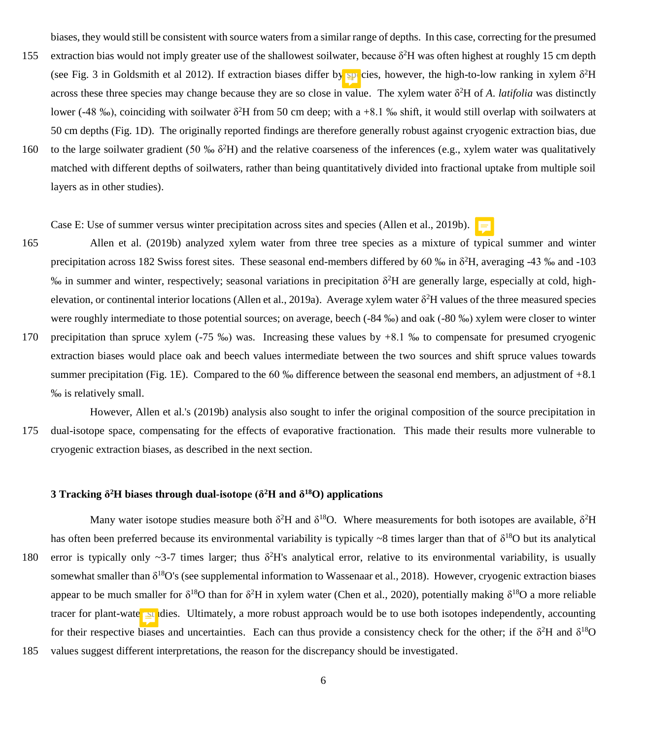biases, they would still be consistent with source waters from a similar range of depths. In this case, correcting for the presumed extraction bias would not imply greater use of the shallowest soilwater, because $\delta^2$H was often highest at roughly 15 cm depth (see Fig. 3 in Goldsmith et al 2012). If extraction biases differ by species, however, the high-to-low ranking in xylem $\delta^2$H across these three species may change because they are so close in value. The xylem water $\delta^2$H of *A. latifolia* was distinctly lower (-48 ‰), coinciding with soilwater $\delta^2$H from 50 cm deep; with a +8.1 ‰ shift, it would still overlap with soilwaters at 50 cm depths (Fig. 1D). The originally reported findings are therefore generally robust against cryogenic extraction bias, due to the large soilwater gradient (50 ‰ $\delta^2$H) and the relative coarseness of the inferences (e.g., xylem water was qualitatively matched with different depths of soilwaters, rather than being quantitatively divided into fractional uptake from multiple soil layers as in other studies).

Case E: Use of summer versus winter precipitation across sites and species (Allen et al., 2019b).

Allen et al. (2019b) analyzed xylem water from three tree species as a mixture of typical summer and winter precipitation across 182 Swiss forest sites. These seasonal end-members differed by 60 ‰ in $\delta^2$H, averaging -43 ‰ and -103 ‰ in summer and winter, respectively; seasonal variations in precipitation $\delta^2$H are generally large, especially at cold, high-elevation, or continental interior locations (Allen et al., 2019a). Average xylem water $\delta^2$H values of the three measured species were roughly intermediate to those potential sources; on average, beech (-84 ‰) and oak (-80 ‰) xylem were closer to winter precipitation than spruce xylem (-75 ‰) was. Increasing these values by +8.1 ‰ to compensate for presumed cryogenic extraction biases would place oak and beech values intermediate between the two sources and shift spruce values towards summer precipitation (Fig. 1E). Compared to the 60 ‰ difference between the seasonal end members, an adjustment of +8.1 ‰ is relatively small.

However, Allen et al.'s (2019b) analysis also sought to infer the original composition of the source precipitation in dual-isotope space, compensating for the effects of evaporative fractionation. This made their results more vulnerable to cryogenic extraction biases, as described in the next section.

## 3 Tracking $\delta^2$H biases through dual-isotope ($\delta^2$H and $\delta^{18}$O) applications

Many water isotope studies measure both $\delta^2$H and $\delta^{18}$O. Where measurements for both isotopes are available, $\delta^2$H has often been preferred because its environmental variability is typically ~8 times larger than that of $\delta^{18}$O but its analytical error is typically only ~3-7 times larger; thus $\delta^2$H's analytical error, relative to its environmental variability, is usually somewhat smaller than $\delta^{18}$O's (see supplemental information to Wassenaar et al., 2018). However, cryogenic extraction biases appear to be much smaller for $\delta^{18}$O than for $\delta^2$H in xylem water (Chen et al., 2020), potentially making $\delta^{18}$O a more reliable tracer for plant-water studies. Ultimately, a more robust approach would be to use both isotopes independently, accounting for their respective biases and uncertainties. Each can thus provide a consistency check for the other; if the $\delta^2$H and $\delta^{18}$O values suggest different interpretations, the reason for the discrepancy should be investigated.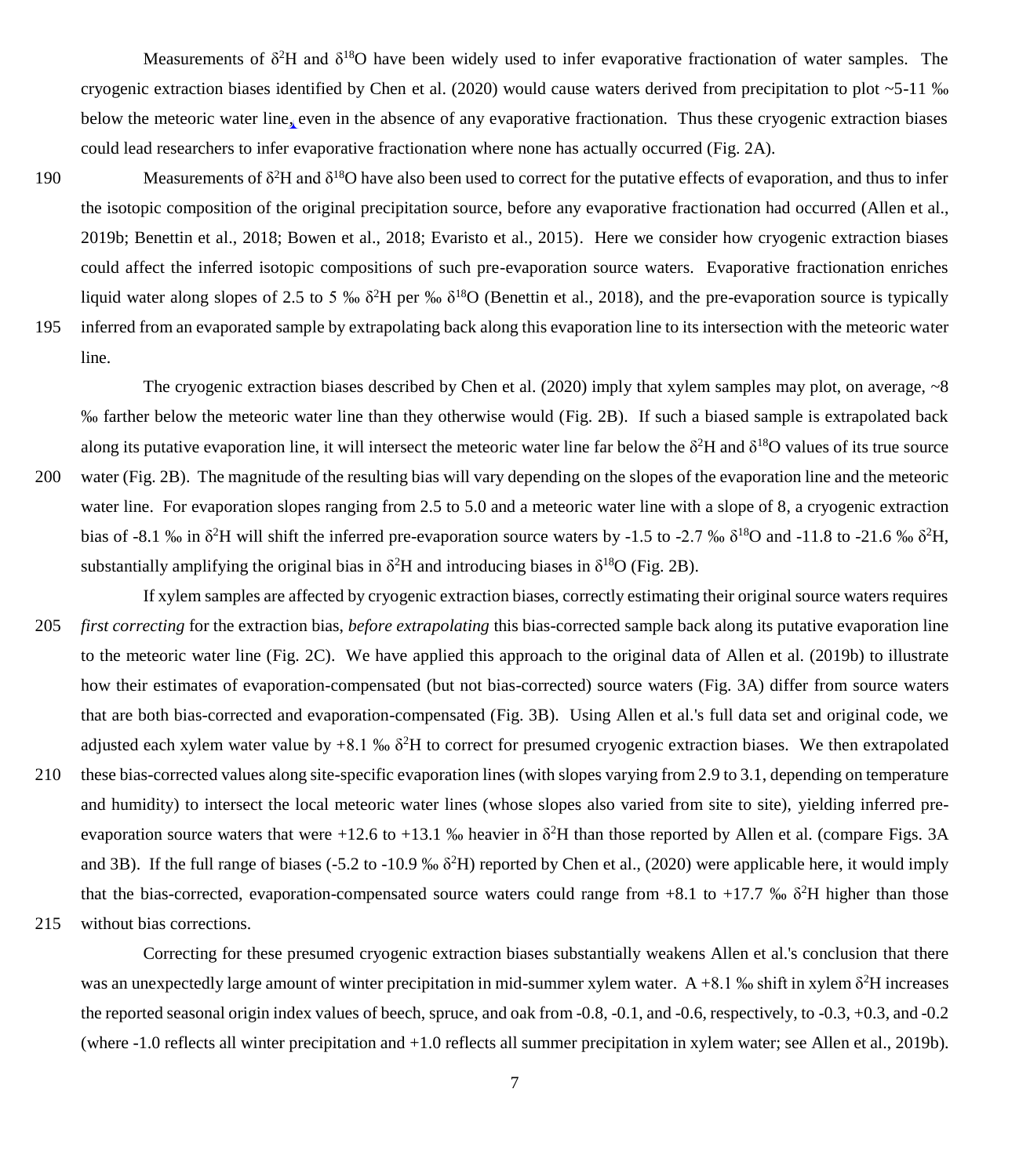Measurements of $\delta^2$H and $\delta^{18}$O have been widely used to infer evaporative fractionation of water samples. The cryogenic extraction biases identified by Chen et al. (2020) would cause waters derived from precipitation to plot ~5-11 ‰ below the meteoric water line, even in the absence of any evaporative fractionation. Thus these cryogenic extraction biases could lead researchers to infer evaporative fractionation where none has actually occurred (Fig. 2A).

Measurements of $\delta^2$H and $\delta^{18}$O have also been used to correct for the putative effects of evaporation, and thus to infer the isotopic composition of the original precipitation source, before any evaporative fractionation had occurred (Allen et al., 2019b; Benettin et al., 2018; Bowen et al., 2018; Evaristo et al., 2015). Here we consider how cryogenic extraction biases could affect the inferred isotopic compositions of such pre-evaporation source waters. Evaporative fractionation enriches liquid water along slopes of 2.5 to 5 ‰ $\delta^2$H per ‰ $\delta^{18}$O (Benettin et al., 2018), and the pre-evaporation source is typically inferred from an evaporated sample by extrapolating back along this evaporation line to its intersection with the meteoric water line.

The cryogenic extraction biases described by Chen et al. (2020) imply that xylem samples may plot, on average, ~8 ‰ farther below the meteoric water line than they otherwise would (Fig. 2B). If such a biased sample is extrapolated back along its putative evaporation line, it will intersect the meteoric water line far below the $\delta^2$H and $\delta^{18}$O values of its true source water (Fig. 2B). The magnitude of the resulting bias will vary depending on the slopes of the evaporation line and the meteoric water line. For evaporation slopes ranging from 2.5 to 5.0 and a meteoric water line with a slope of 8, a cryogenic extraction bias of -8.1 ‰ in $\delta^2$H will shift the inferred pre-evaporation source waters by -1.5 to -2.7 ‰ $\delta^{18}$O and -11.8 to -21.6 ‰ $\delta^2$H, substantially amplifying the original bias in $\delta^2$H and introducing biases in $\delta^{18}$O (Fig. 2B).

If xylem samples are affected by cryogenic extraction biases, correctly estimating their original source waters requires *first correcting* for the extraction bias, *before extrapolating* this bias-corrected sample back along its putative evaporation line to the meteoric water line (Fig. 2C). We have applied this approach to the original data of Allen et al. (2019b) to illustrate how their estimates of evaporation-compensated (but not bias-corrected) source waters (Fig. 3A) differ from source waters that are both bias-corrected and evaporation-compensated (Fig. 3B). Using Allen et al.'s full data set and original code, we adjusted each xylem water value by +8.1 ‰ $\delta^2$H to correct for presumed cryogenic extraction biases. We then extrapolated these bias-corrected values along site-specific evaporation lines (with slopes varying from 2.9 to 3.1, depending on temperature and humidity) to intersect the local meteoric water lines (whose slopes also varied from site to site), yielding inferred pre-evaporation source waters that were +12.6 to +13.1 ‰ heavier in $\delta^2$H than those reported by Allen et al. (compare Figs. 3A and 3B). If the full range of biases (-5.2 to -10.9 ‰ $\delta^2$H) reported by Chen et al., (2020) were applicable here, it would imply that the bias-corrected, evaporation-compensated source waters could range from +8.1 to +17.7 ‰ $\delta^2$H higher than those without bias corrections.

Correcting for these presumed cryogenic extraction biases substantially weakens Allen et al.'s conclusion that there was an unexpectedly large amount of winter precipitation in mid-summer xylem water. A +8.1 ‰ shift in xylem $\delta^2$H increases the reported seasonal origin index values of beech, spruce, and oak from -0.8, -0.1, and -0.6, respectively, to -0.3, +0.3, and -0.2 (where -1.0 reflects all winter precipitation and +1.0 reflects all summer precipitation in xylem water; see Allen et al., 2019b).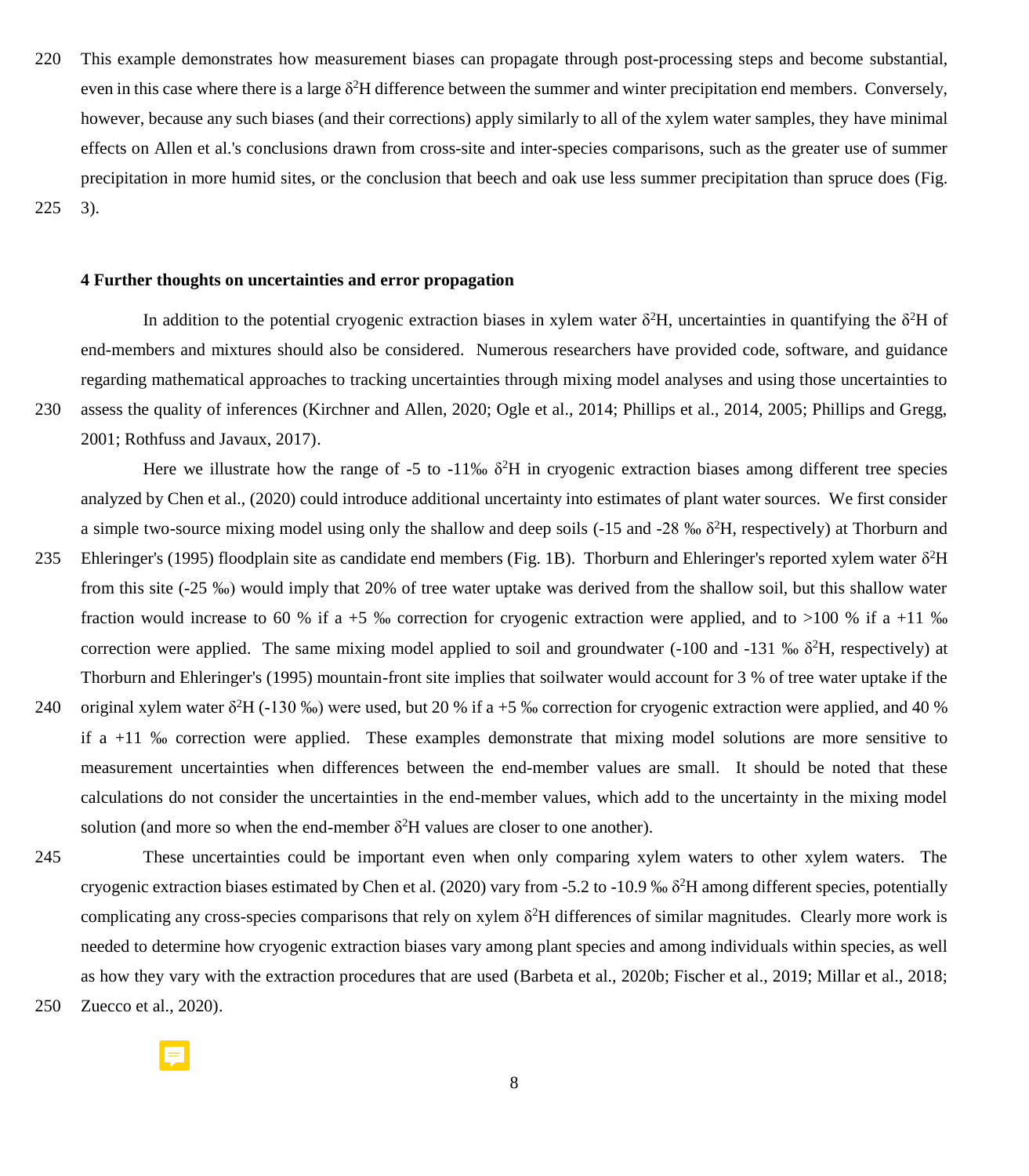This example demonstrates how measurement biases can propagate through post-processing steps and become substantial, even in this case where there is a large $\delta^2H$ difference between the summer and winter precipitation end members. Conversely, however, because any such biases (and their corrections) apply similarly to all of the xylem water samples, they have minimal effects on Allen et al.'s conclusions drawn from cross-site and inter-species comparisons, such as the greater use of summer precipitation in more humid sites, or the conclusion that beech and oak use less summer precipitation than spruce does (Fig. 3).

### 4 Further thoughts on uncertainties and error propagation

In addition to the potential cryogenic extraction biases in xylem water $\delta^2H$, uncertainties in quantifying the $\delta^2H$ of end-members and mixtures should also be considered. Numerous researchers have provided code, software, and guidance regarding mathematical approaches to tracking uncertainties through mixing model analyses and using those uncertainties to assess the quality of inferences (Kirchner and Allen, 2020; Ogle et al., 2014; Phillips et al., 2014, 2005; Phillips and Gregg, 2001; Rothfuss and Javaux, 2017).

Here we illustrate how the range of -5 to -11‰ $\delta^2H$ in cryogenic extraction biases among different tree species analyzed by Chen et al., (2020) could introduce additional uncertainty into estimates of plant water sources. We first consider a simple two-source mixing model using only the shallow and deep soils (-15 and -28 ‰ $\delta^2H$, respectively) at Thorburn and Ehleringer's (1995) floodplain site as candidate end members (Fig. 1B). Thorburn and Ehleringer's reported xylem water $\delta^2H$ from this site (-25 ‰) would imply that 20% of tree water uptake was derived from the shallow soil, but this shallow water fraction would increase to 60 % if a +5 ‰ correction for cryogenic extraction were applied, and to >100 % if a +11 ‰ correction were applied. The same mixing model applied to soil and groundwater (-100 and -131 ‰ $\delta^2H$, respectively) at Thorburn and Ehleringer's (1995) mountain-front site implies that soilwater would account for 3 % of tree water uptake if the original xylem water $\delta^2H$ (-130 ‰) were used, but 20 % if a +5 ‰ correction for cryogenic extraction were applied, and 40 % if a +11 ‰ correction were applied. These examples demonstrate that mixing model solutions are more sensitive to measurement uncertainties when differences between the end-member values are small. It should be noted that these calculations do not consider the uncertainties in the end-member values, which add to the uncertainty in the mixing model solution (and more so when the end-member $\delta^2H$ values are closer to one another).

These uncertainties could be important even when only comparing xylem waters to other xylem waters. The cryogenic extraction biases estimated by Chen et al. (2020) vary from -5.2 to -10.9 ‰ $\delta^2H$ among different species, potentially complicating any cross-species comparisons that rely on xylem $\delta^2H$ differences of similar magnitudes. Clearly more work is needed to determine how cryogenic extraction biases vary among plant species and among individuals within species, as well as how they vary with the extraction procedures that are used (Barbeta et al., 2020b; Fischer et al., 2019; Millar et al., 2018; Zuecco et al., 2020).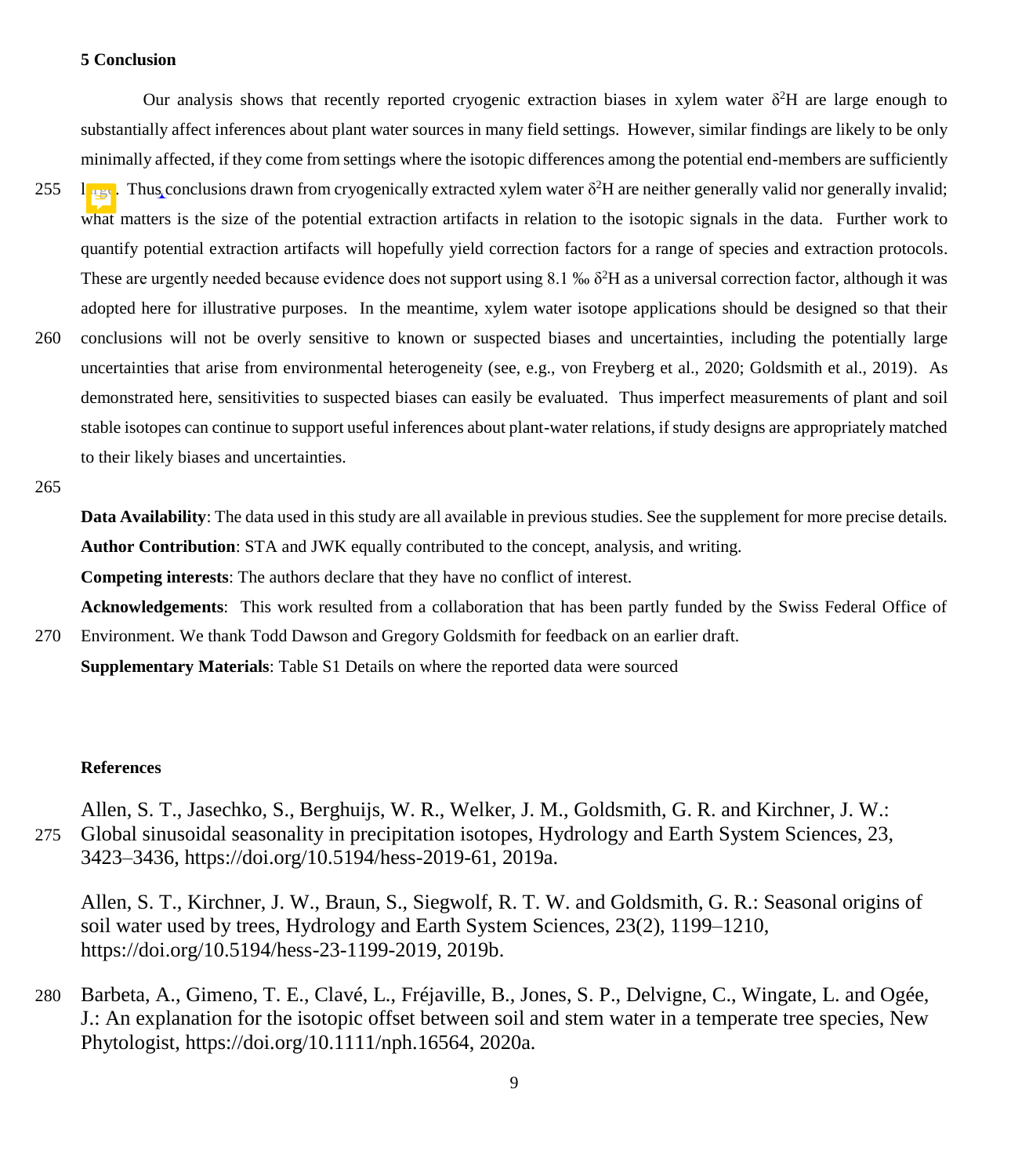## 5 Conclusion

Our analysis shows that recently reported cryogenic extraction biases in xylem water $\delta^2H$ are large enough to substantially affect inferences about plant water sources in many field settings. However, similar findings are likely to be only minimally affected, if they come from settings where the isotopic differences among the potential end-members are sufficiently large. Thus conclusions drawn from cryogenically extracted xylem water $\delta^2H$ are neither generally valid nor generally invalid; what matters is the size of the potential extraction artifacts in relation to the isotopic signals in the data. Further work to quantify potential extraction artifacts will hopefully yield correction factors for a range of species and extraction protocols. These are urgently needed because evidence does not support using 8.1 ‰ $\delta^2H$ as a universal correction factor, although it was adopted here for illustrative purposes. In the meantime, xylem water isotope applications should be designed so that their conclusions will not be overly sensitive to known or suspected biases and uncertainties, including the potentially large uncertainties that arise from environmental heterogeneity (see, e.g., von Freyberg et al., 2020; Goldsmith et al., 2019). As demonstrated here, sensitivities to suspected biases can easily be evaluated. Thus imperfect measurements of plant and soil stable isotopes can continue to support useful inferences about plant-water relations, if study designs are appropriately matched to their likely biases and uncertainties.

**Data Availability**: The data used in this study are all available in previous studies. See the supplement for more precise details.

**Author Contribution**: STA and JWK equally contributed to the concept, analysis, and writing.

**Competing interests**: The authors declare that they have no conflict of interest.

**Acknowledgements**: This work resulted from a collaboration that has been partly funded by the Swiss Federal Office of Environment. We thank Todd Dawson and Gregory Goldsmith for feedback on an earlier draft.

**Supplementary Materials**: Table S1 Details on where the reported data were sourced

## References

Allen, S. T., Jasechko, S., Berghuijs, W. R., Welker, J. M., Goldsmith, G. R. and Kirchner, J. W.: Global sinusoidal seasonality in precipitation isotopes, Hydrology and Earth System Sciences, 23, 3423–3436, https://doi.org/10.5194/hess-2019-61, 2019a.

Allen, S. T., Kirchner, J. W., Braun, S., Siegwolf, R. T. W. and Goldsmith, G. R.: Seasonal origins of soil water used by trees, Hydrology and Earth System Sciences, 23(2), 1199–1210, https://doi.org/10.5194/hess-23-1199-2019, 2019b.

Barbeta, A., Gimeno, T. E., Clavé, L., Fréjaville, B., Jones, S. P., Delvigne, C., Wingate, L. and Ogée, J.: An explanation for the isotopic offset between soil and stem water in a temperate tree species, New Phytologist, https://doi.org/10.1111/nph.16564, 2020a.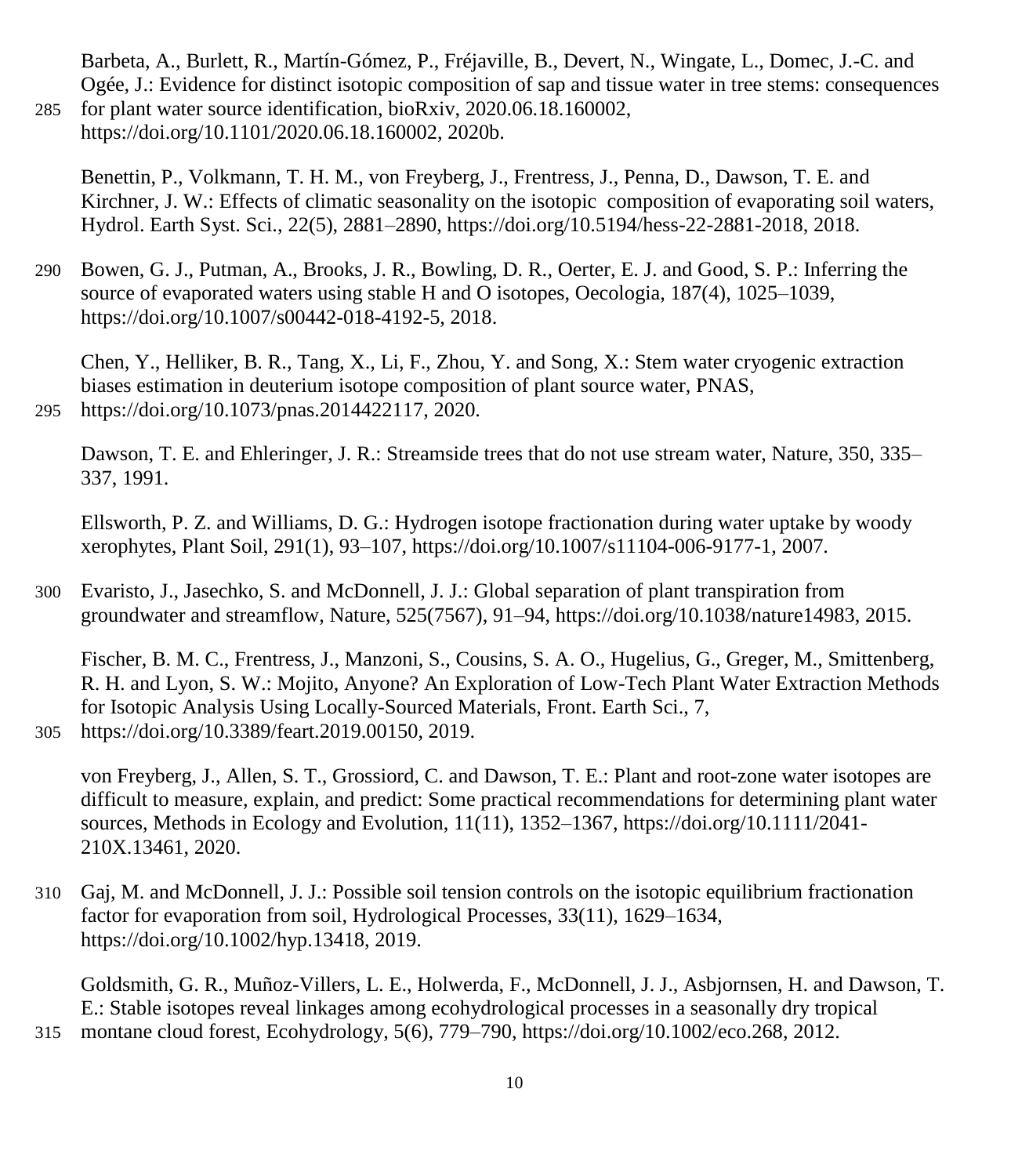Barbeta, A., Burlett, R., Martín-Gómez, P., Fréjaville, B., Devert, N., Wingate, L., Domec, J.-C. and Ogée, J.: Evidence for distinct isotopic composition of sap and tissue water in tree stems: consequences for plant water source identification, bioRxiv, 2020.06.18.160002, https://doi.org/10.1101/2020.06.18.160002, 2020b.

Benettin, P., Volkmann, T. H. M., von Freyberg, J., Frentress, J., Penna, D., Dawson, T. E. and Kirchner, J. W.: Effects of climatic seasonality on the isotopic composition of evaporating soil waters, Hydrol. Earth Syst. Sci., 22(5), 2881–2890, https://doi.org/10.5194/hess-22-2881-2018, 2018.

Bowen, G. J., Putman, A., Brooks, J. R., Bowling, D. R., Oerter, E. J. and Good, S. P.: Inferring the source of evaporated waters using stable H and O isotopes, Oecologia, 187(4), 1025–1039, https://doi.org/10.1007/s00442-018-4192-5, 2018.

Chen, Y., Helliker, B. R., Tang, X., Li, F., Zhou, Y. and Song, X.: Stem water cryogenic extraction biases estimation in deuterium isotope composition of plant source water, PNAS, https://doi.org/10.1073/pnas.2014422117, 2020.

Dawson, T. E. and Ehleringer, J. R.: Streamside trees that do not use stream water, Nature, 350, 335–337, 1991.

Ellsworth, P. Z. and Williams, D. G.: Hydrogen isotope fractionation during water uptake by woody xerophytes, Plant Soil, 291(1), 93–107, https://doi.org/10.1007/s11104-006-9177-1, 2007.

Evaristo, J., Jasechko, S. and McDonnell, J. J.: Global separation of plant transpiration from groundwater and streamflow, Nature, 525(7567), 91–94, https://doi.org/10.1038/nature14983, 2015.

Fischer, B. M. C., Frentress, J., Manzoni, S., Cousins, S. A. O., Hugelius, G., Greger, M., Smittenberg, R. H. and Lyon, S. W.: Mojito, Anyone? An Exploration of Low-Tech Plant Water Extraction Methods for Isotopic Analysis Using Locally-Sourced Materials, Front. Earth Sci., 7, https://doi.org/10.3389/feart.2019.00150, 2019.

von Freyberg, J., Allen, S. T., Grossiord, C. and Dawson, T. E.: Plant and root-zone water isotopes are difficult to measure, explain, and predict: Some practical recommendations for determining plant water sources, Methods in Ecology and Evolution, 11(11), 1352–1367, https://doi.org/10.1111/2041-210X.13461, 2020.

Gaj, M. and McDonnell, J. J.: Possible soil tension controls on the isotopic equilibrium fractionation factor for evaporation from soil, Hydrological Processes, 33(11), 1629–1634, https://doi.org/10.1002/hyp.13418, 2019.

Goldsmith, G. R., Muñoz-Villers, L. E., Holwerda, F., McDonnell, J. J., Asbjornsen, H. and Dawson, T. E.: Stable isotopes reveal linkages among ecohydrological processes in a seasonally dry tropical montane cloud forest, Ecohydrology, 5(6), 779–790, https://doi.org/10.1002/eco.268, 2012.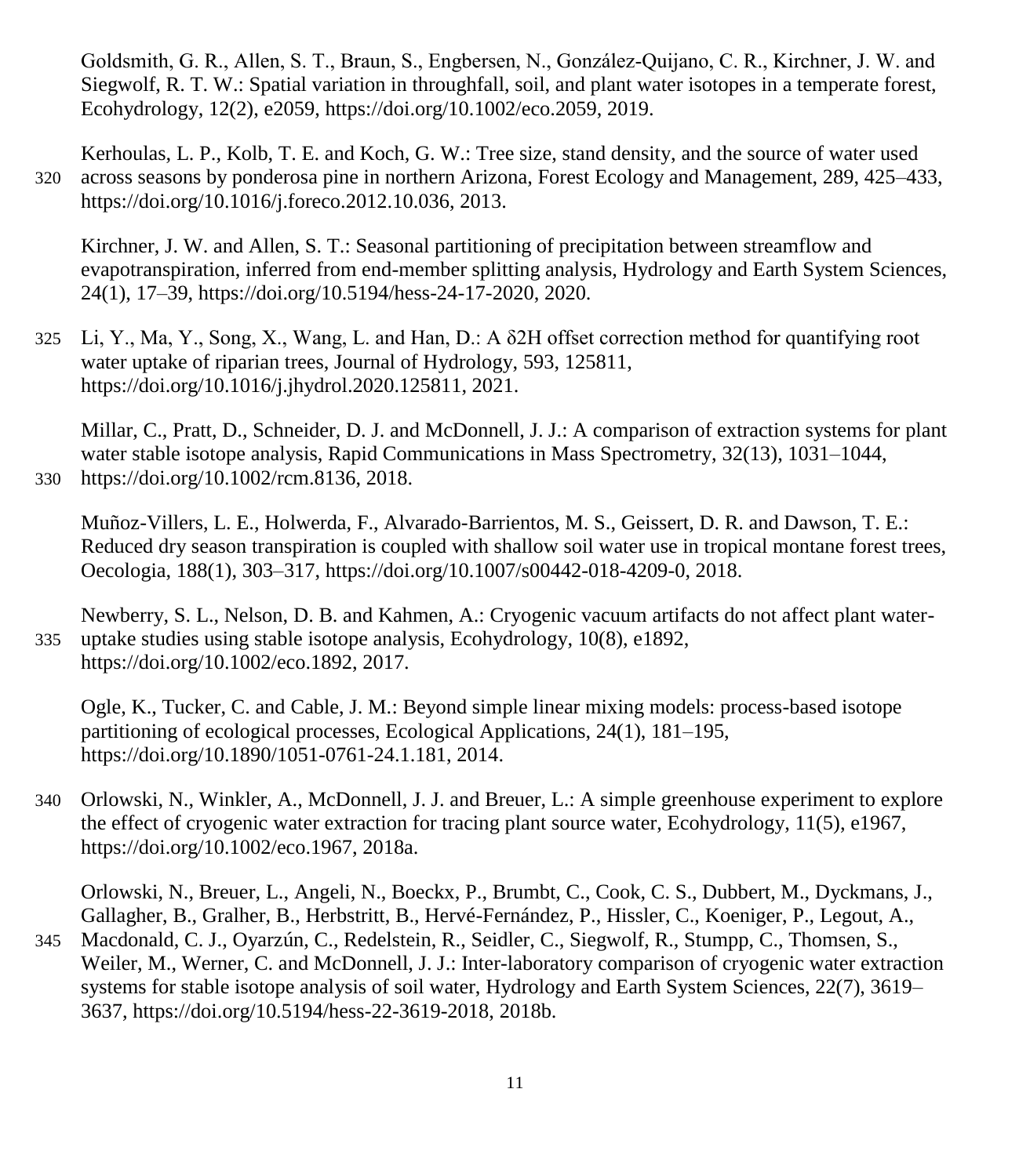Goldsmith, G. R., Allen, S. T., Braun, S., Engbersen, N., González-Quijano, C. R., Kirchner, J. W. and Siegwolf, R. T. W.: Spatial variation in throughfall, soil, and plant water isotopes in a temperate forest, Ecohydrology, 12(2), e2059, https://doi.org/10.1002/eco.2059, 2019.

Kerhoulas, L. P., Kolb, T. E. and Koch, G. W.: Tree size, stand density, and the source of water used across seasons by ponderosa pine in northern Arizona, Forest Ecology and Management, 289, 425–433, https://doi.org/10.1016/j.foreco.2012.10.036, 2013.

Kirchner, J. W. and Allen, S. T.: Seasonal partitioning of precipitation between streamflow and evapotranspiration, inferred from end-member splitting analysis, Hydrology and Earth System Sciences, 24(1), 17–39, https://doi.org/10.5194/hess-24-17-2020, 2020.

Li, Y., Ma, Y., Song, X., Wang, L. and Han, D.: A δ2H offset correction method for quantifying root water uptake of riparian trees, Journal of Hydrology, 593, 125811, https://doi.org/10.1016/j.jhydrol.2020.125811, 2021.

Millar, C., Pratt, D., Schneider, D. J. and McDonnell, J. J.: A comparison of extraction systems for plant water stable isotope analysis, Rapid Communications in Mass Spectrometry, 32(13), 1031–1044, https://doi.org/10.1002/rcm.8136, 2018.

Muñoz-Villers, L. E., Holwerda, F., Alvarado-Barrientos, M. S., Geissert, D. R. and Dawson, T. E.: Reduced dry season transpiration is coupled with shallow soil water use in tropical montane forest trees, Oecologia, 188(1), 303–317, https://doi.org/10.1007/s00442-018-4209-0, 2018.

Newberry, S. L., Nelson, D. B. and Kahmen, A.: Cryogenic vacuum artifacts do not affect plant water-uptake studies using stable isotope analysis, Ecohydrology, 10(8), e1892, https://doi.org/10.1002/eco.1892, 2017.

Ogle, K., Tucker, C. and Cable, J. M.: Beyond simple linear mixing models: process-based isotope partitioning of ecological processes, Ecological Applications, 24(1), 181–195, https://doi.org/10.1890/1051-0761-24.1.181, 2014.

Orlowski, N., Winkler, A., McDonnell, J. J. and Breuer, L.: A simple greenhouse experiment to explore the effect of cryogenic water extraction for tracing plant source water, Ecohydrology, 11(5), e1967, https://doi.org/10.1002/eco.1967, 2018a.

Orlowski, N., Breuer, L., Angeli, N., Boeckx, P., Brumbt, C., Cook, C. S., Dubbert, M., Dyckmans, J., Gallagher, B., Gralher, B., Herbstritt, B., Hervé-Fernández, P., Hissler, C., Koeniger, P., Legout, A., Macdonald, C. J., Oyarzún, C., Redelstein, R., Seidler, C., Siegwolf, R., Stumpp, C., Thomsen, S., Weiler, M., Werner, C. and McDonnell, J. J.: Inter-laboratory comparison of cryogenic water extraction systems for stable isotope analysis of soil water, Hydrology and Earth System Sciences, 22(7), 3619–3637, https://doi.org/10.5194/hess-22-3619-2018, 2018b.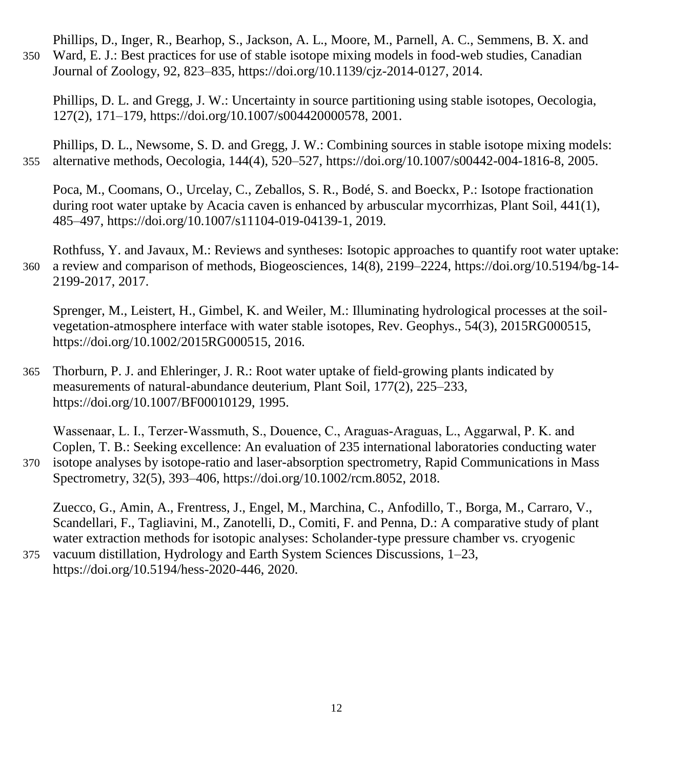Phillips, D., Inger, R., Bearhop, S., Jackson, A. L., Moore, M., Parnell, A. C., Semmens, B. X. and Ward, E. J.: Best practices for use of stable isotope mixing models in food-web studies, Canadian Journal of Zoology, 92, 823–835, https://doi.org/10.1139/cjz-2014-0127, 2014.

Phillips, D. L. and Gregg, J. W.: Uncertainty in source partitioning using stable isotopes, Oecologia, 127(2), 171–179, https://doi.org/10.1007/s004420000578, 2001.

Phillips, D. L., Newsome, S. D. and Gregg, J. W.: Combining sources in stable isotope mixing models: alternative methods, Oecologia, 144(4), 520–527, https://doi.org/10.1007/s00442-004-1816-8, 2005.

Poca, M., Coomans, O., Urcelay, C., Zeballos, S. R., Bodé, S. and Boeckx, P.: Isotope fractionation during root water uptake by Acacia caven is enhanced by arbuscular mycorrhizas, Plant Soil, 441(1), 485–497, https://doi.org/10.1007/s11104-019-04139-1, 2019.

Rothfuss, Y. and Javaux, M.: Reviews and syntheses: Isotopic approaches to quantify root water uptake: a review and comparison of methods, Biogeosciences, 14(8), 2199–2224, https://doi.org/10.5194/bg-14-2199-2017, 2017.

Sprenger, M., Leistert, H., Gimbel, K. and Weiler, M.: Illuminating hydrological processes at the soil-vegetation-atmosphere interface with water stable isotopes, Rev. Geophys., 54(3), 2015RG000515, https://doi.org/10.1002/2015RG000515, 2016.

Thorburn, P. J. and Ehleringer, J. R.: Root water uptake of field-growing plants indicated by measurements of natural-abundance deuterium, Plant Soil, 177(2), 225–233, https://doi.org/10.1007/BF00010129, 1995.

Wassenaar, L. I., Terzer-Wassmuth, S., Douence, C., Araguas-Araguas, L., Aggarwal, P. K. and Coplen, T. B.: Seeking excellence: An evaluation of 235 international laboratories conducting water isotope analyses by isotope-ratio and laser-absorption spectrometry, Rapid Communications in Mass Spectrometry, 32(5), 393–406, https://doi.org/10.1002/rcm.8052, 2018.

Zuecco, G., Amin, A., Frentress, J., Engel, M., Marchina, C., Anfodillo, T., Borga, M., Carraro, V., Scandellari, F., Tagliavini, M., Zanotelli, D., Comiti, F. and Penna, D.: A comparative study of plant water extraction methods for isotopic analyses: Scholander-type pressure chamber vs. cryogenic vacuum distillation, Hydrology and Earth System Sciences Discussions, 1–23, https://doi.org/10.5194/hess-2020-446, 2020.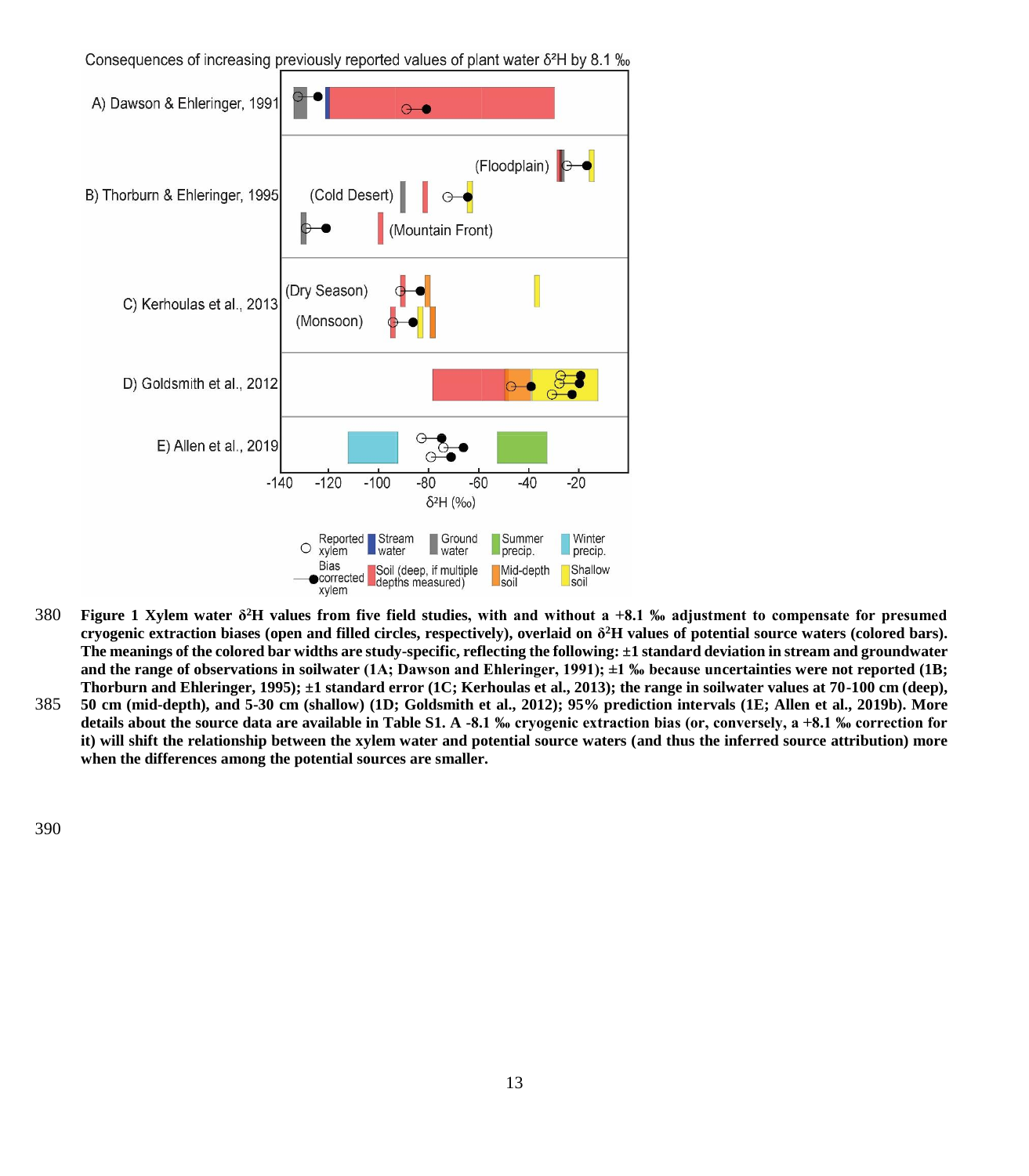Figure 1 Xylem water $\delta^2$H values from five field studies, with and without a +8.1 ‰ adjustment to compensate for presumed cryogenic extraction biases (open and filled circles, respectively), overlaid on $\delta^2$H values of potential source waters (colored bars). The meanings of the colored bar widths are study-specific, reflecting the following: ±1 standard deviation in stream and groundwater and the range of observations in soilwater (1A; Dawson and Ehleringer, 1991); ±1 ‰ because uncertainties were not reported (1B; Thorburn and Ehleringer, 1995); ±1 standard error (1C; Kerhoulas et al., 2013); the range in soilwater values at 70-100 cm (deep), 50 cm (mid-depth), and 5-30 cm (shallow) (1D; Goldsmith et al., 2012); 95% prediction intervals (1E; Allen et al., 2019b). More details about the source data are available in Table S1. A -8.1 ‰ cryogenic extraction bias (or, conversely, a +8.1 ‰ correction for it) will shift the relationship between the xylem water and potential source waters (and thus the inferred source attribution) more when the differences among the potential sources are smaller.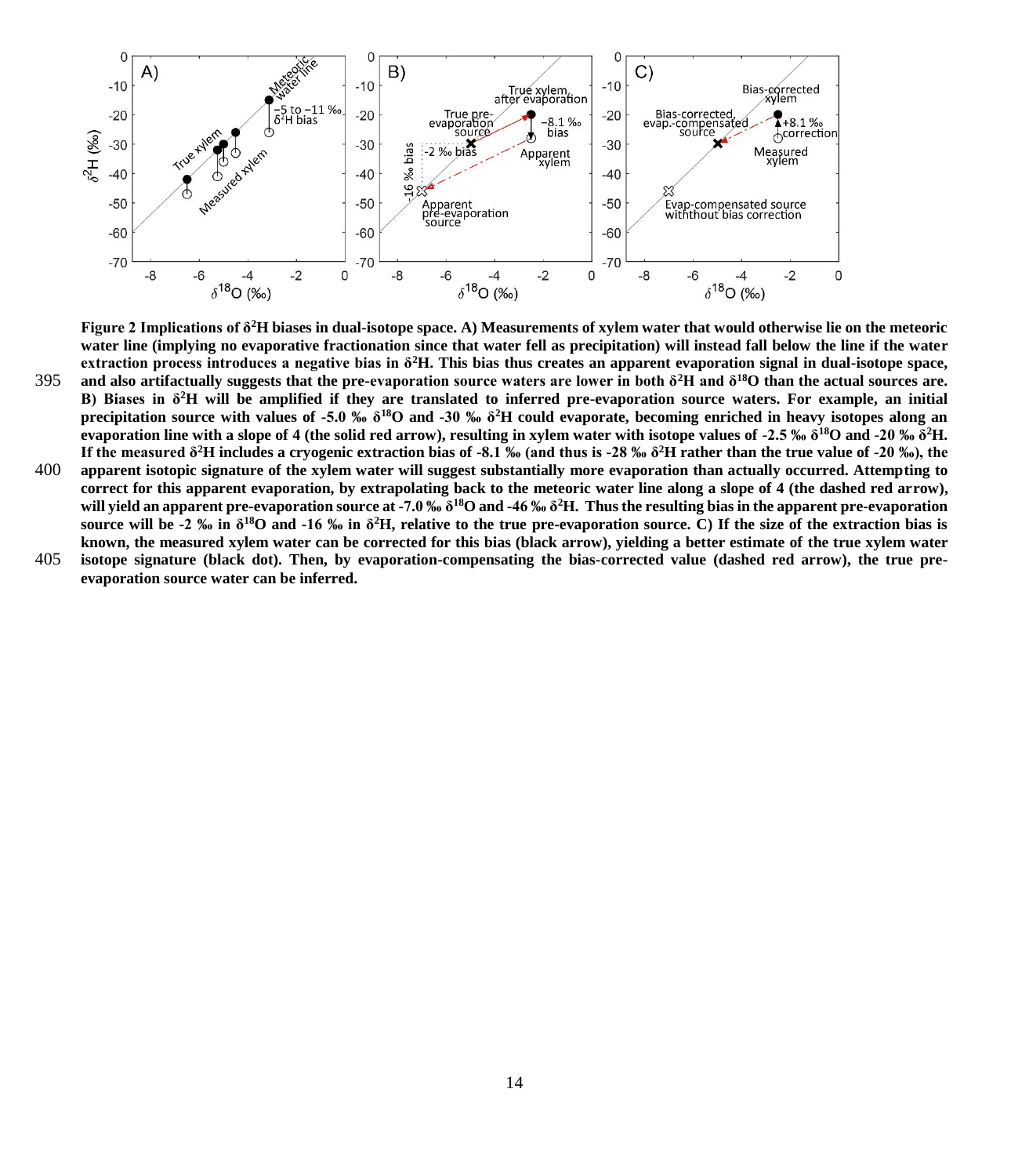**Figure 2 Implications of $\delta^2H$ biases in dual-isotope space. A) Measurements of xylem water that would otherwise lie on the meteoric water line (implying no evaporative fractionation since that water fell as precipitation) will instead fall below the line if the water extraction process introduces a negative bias in $\delta^2H$. This bias thus creates an apparent evaporation signal in dual-isotope space, and also artifactually suggests that the pre-evaporation source waters are lower in both $\delta^2H$ and $\delta^{18}O$ than the actual sources are. B) Biases in $\delta^2H$ will be amplified if they are translated to inferred pre-evaporation source waters. For example, an initial precipitation source with values of -5.0 ‰ $\delta^{18}O$ and -30 ‰ $\delta^2H$ could evaporate, becoming enriched in heavy isotopes along an evaporation line with a slope of 4 (the solid red arrow), resulting in xylem water with isotope values of -2.5 ‰ $\delta^{18}O$ and -20 ‰ $\delta^2H$. If the measured $\delta^2H$ includes a cryogenic extraction bias of -8.1 ‰ (and thus is -28 ‰ $\delta^2H$ rather than the true value of -20 ‰), the apparent isotopic signature of the xylem water will suggest substantially more evaporation than actually occurred. Attempting to correct for this apparent evaporation, by extrapolating back to the meteoric water line along a slope of 4 (the dashed red arrow), will yield an apparent pre-evaporation source at -7.0 ‰ $\delta^{18}O$ and -46 ‰ $\delta^2H$. Thus the resulting bias in the apparent pre-evaporation source will be -2 ‰ in $\delta^{18}O$ and -16 ‰ in $\delta^2H$, relative to the true pre-evaporation source. C) If the size of the extraction bias is known, the measured xylem water can be corrected for this bias (black arrow), yielding a better estimate of the true xylem water isotope signature (black dot). Then, by evaporation-compensating the bias-corrected value (dashed red arrow), the true pre-evaporation source water can be inferred.**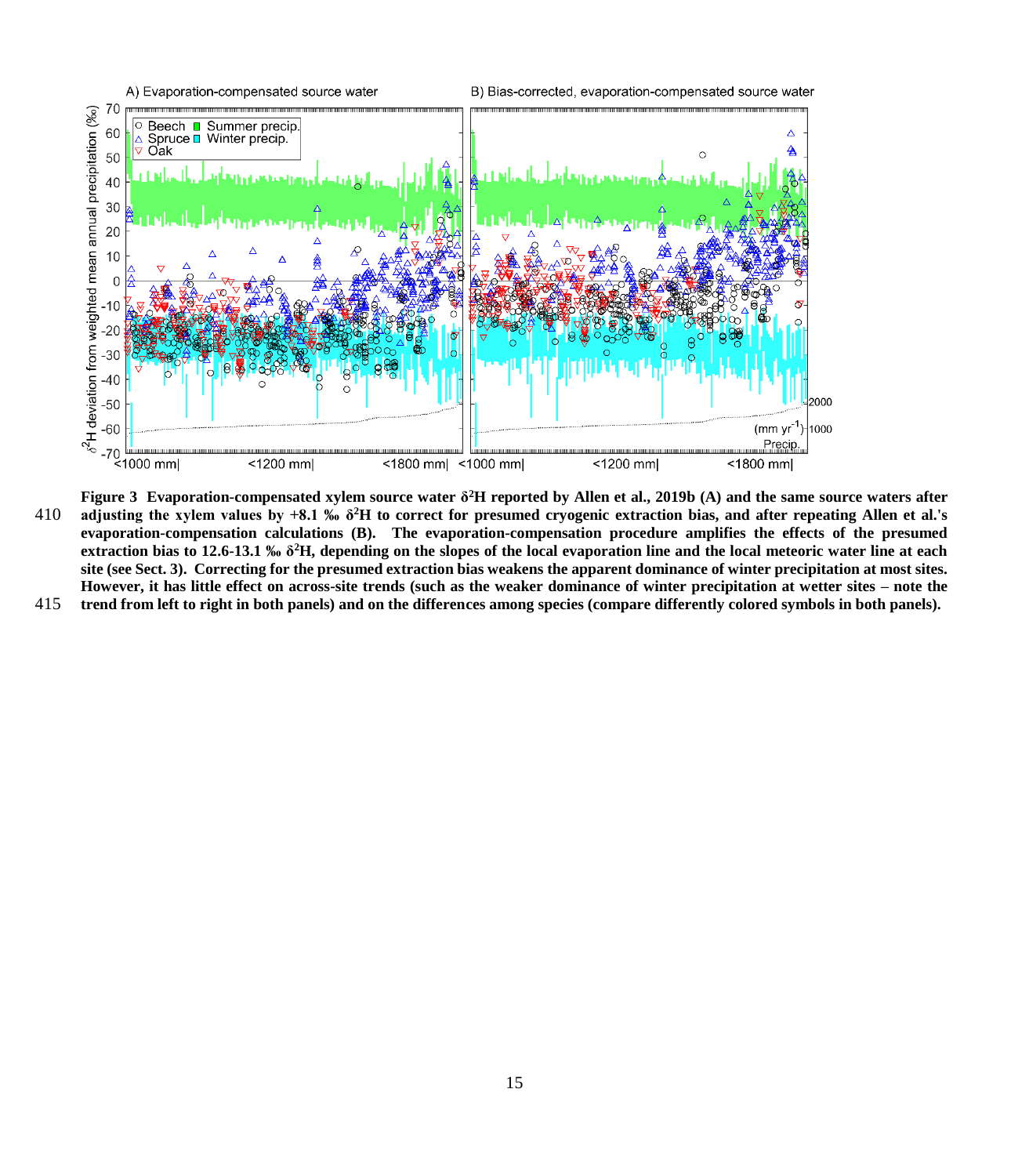A) Evaporation-compensated source water

B) Bias-corrected, evaporation-compensated source water

$\delta^2$H deviation from weighted mean annual precipitation (‰)

70
60
50
40
30
20
10
0
-10
-20
-30
-40
-50
-60
-70

Beech
Spruce
Oak
Summer precip.
Winter precip.

<1000 mm|
<1200 mm|
<1800 mm|

2000
(mm yr$^{-1}$) 1000
Precip.

**Figure 3 Evaporation-compensated xylem source water $\delta^2$H reported by Allen et al., 2019b (A) and the same source waters after adjusting the xylem values by +8.1 ‰ $\delta^2$H to correct for presumed cryogenic extraction bias, and after repeating Allen et al.'s evaporation-compensation calculations (B). The evaporation-compensation procedure amplifies the effects of the presumed extraction bias to 12.6-13.1 ‰ $\delta^2$H, depending on the slopes of the local evaporation line and the local meteoric water line at each site (see Sect. 3). Correcting for the presumed extraction bias weakens the apparent dominance of winter precipitation at most sites. However, it has little effect on across-site trends (such as the weaker dominance of winter precipitation at wetter sites – note the trend from left to right in both panels) and on the differences among species (compare differently colored symbols in both panels).**